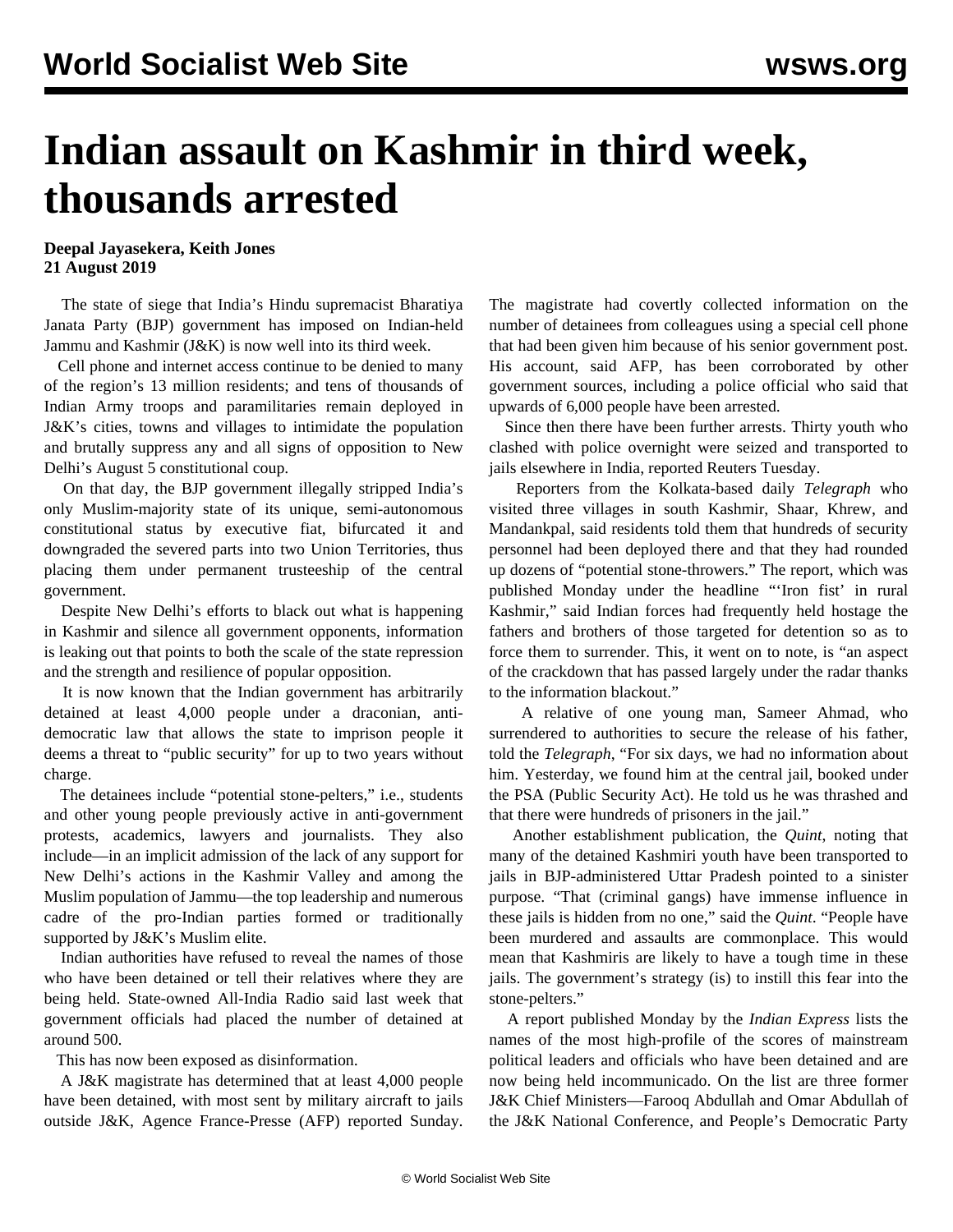# Indian assault on Kashmir in third week, thousands arrested

**Deepal Jayasekera, Keith Jones**
**21 August 2019**

The state of siege that India's Hindu supremacist Bharatiya Janata Party (BJP) government has imposed on Indian-held Jammu and Kashmir (J&K) is now well into its third week.

Cell phone and internet access continue to be denied to many of the region's 13 million residents; and tens of thousands of Indian Army troops and paramilitaries remain deployed in J&K's cities, towns and villages to intimidate the population and brutally suppress any and all signs of opposition to New Delhi's August 5 constitutional coup.

On that day, the BJP government illegally stripped India's only Muslim-majority state of its unique, semi-autonomous constitutional status by executive fiat, bifurcated it and downgraded the severed parts into two Union Territories, thus placing them under permanent trusteeship of the central government.

Despite New Delhi's efforts to black out what is happening in Kashmir and silence all government opponents, information is leaking out that points to both the scale of the state repression and the strength and resilience of popular opposition.

It is now known that the Indian government has arbitrarily detained at least 4,000 people under a draconian, anti-democratic law that allows the state to imprison people it deems a threat to "public security" for up to two years without charge.

The detainees include "potential stone-pelters," i.e., students and other young people previously active in anti-government protests, academics, lawyers and journalists. They also include—in an implicit admission of the lack of any support for New Delhi's actions in the Kashmir Valley and among the Muslim population of Jammu—the top leadership and numerous cadre of the pro-Indian parties formed or traditionally supported by J&K's Muslim elite.

Indian authorities have refused to reveal the names of those who have been detained or tell their relatives where they are being held. State-owned All-India Radio said last week that government officials had placed the number of detained at around 500.

This has now been exposed as disinformation.

A J&K magistrate has determined that at least 4,000 people have been detained, with most sent by military aircraft to jails outside J&K, Agence France-Presse (AFP) reported Sunday. The magistrate had covertly collected information on the number of detainees from colleagues using a special cell phone that had been given him because of his senior government post. His account, said AFP, has been corroborated by other government sources, including a police official who said that upwards of 6,000 people have been arrested.

Since then there have been further arrests. Thirty youth who clashed with police overnight were seized and transported to jails elsewhere in India, reported Reuters Tuesday.

Reporters from the Kolkata-based daily *Telegraph* who visited three villages in south Kashmir, Shaar, Khrew, and Mandankpal, said residents told them that hundreds of security personnel had been deployed there and that they had rounded up dozens of "potential stone-throwers." The report, which was published Monday under the headline "'Iron fist' in rural Kashmir," said Indian forces had frequently held hostage the fathers and brothers of those targeted for detention so as to force them to surrender. This, it went on to note, is "an aspect of the crackdown that has passed largely under the radar thanks to the information blackout."

A relative of one young man, Sameer Ahmad, who surrendered to authorities to secure the release of his father, told the *Telegraph*, "For six days, we had no information about him. Yesterday, we found him at the central jail, booked under the PSA (Public Security Act). He told us he was thrashed and that there were hundreds of prisoners in the jail."

Another establishment publication, the *Quint*, noting that many of the detained Kashmiri youth have been transported to jails in BJP-administered Uttar Pradesh pointed to a sinister purpose. "That (criminal gangs) have immense influence in these jails is hidden from no one," said the *Quint*. "People have been murdered and assaults are commonplace. This would mean that Kashmiris are likely to have a tough time in these jails. The government's strategy (is) to instill this fear into the stone-pelters."

A report published Monday by the *Indian Express* lists the names of the most high-profile of the scores of mainstream political leaders and officials who have been detained and are now being held incommunicado. On the list are three former J&K Chief Ministers—Farooq Abdullah and Omar Abdullah of the J&K National Conference, and People's Democratic Party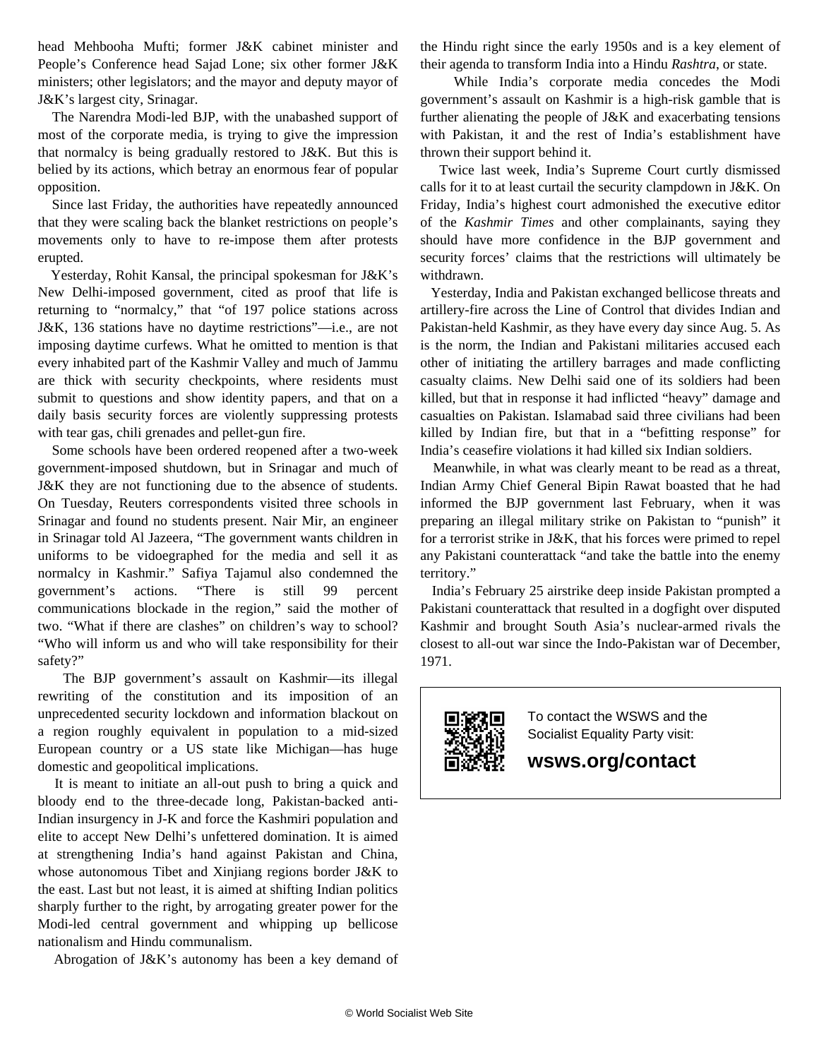head Mehbooha Mufti; former J&K cabinet minister and People's Conference head Sajad Lone; six other former J&K ministers; other legislators; and the mayor and deputy mayor of J&K's largest city, Srinagar.

The Narendra Modi-led BJP, with the unabashed support of most of the corporate media, is trying to give the impression that normalcy is being gradually restored to J&K. But this is belied by its actions, which betray an enormous fear of popular opposition.

Since last Friday, the authorities have repeatedly announced that they were scaling back the blanket restrictions on people's movements only to have to re-impose them after protests erupted.

Yesterday, Rohit Kansal, the principal spokesman for J&K's New Delhi-imposed government, cited as proof that life is returning to "normalcy," that "of 197 police stations across J&K, 136 stations have no daytime restrictions"—i.e., are not imposing daytime curfews. What he omitted to mention is that every inhabited part of the Kashmir Valley and much of Jammu are thick with security checkpoints, where residents must submit to questions and show identity papers, and that on a daily basis security forces are violently suppressing protests with tear gas, chili grenades and pellet-gun fire.

Some schools have been ordered reopened after a two-week government-imposed shutdown, but in Srinagar and much of J&K they are not functioning due to the absence of students. On Tuesday, Reuters correspondents visited three schools in Srinagar and found no students present. Nair Mir, an engineer in Srinagar told Al Jazeera, "The government wants children in uniforms to be vidoegraphed for the media and sell it as normalcy in Kashmir." Safiya Tajamul also condemned the government's actions. "There is still 99 percent communications blockade in the region," said the mother of two. "What if there are clashes" on children's way to school? "Who will inform us and who will take responsibility for their safety?"

The BJP government's assault on Kashmir—its illegal rewriting of the constitution and its imposition of an unprecedented security lockdown and information blackout on a region roughly equivalent in population to a mid-sized European country or a US state like Michigan—has huge domestic and geopolitical implications.

It is meant to initiate an all-out push to bring a quick and bloody end to the three-decade long, Pakistan-backed anti-Indian insurgency in J-K and force the Kashmiri population and elite to accept New Delhi's unfettered domination. It is aimed at strengthening India's hand against Pakistan and China, whose autonomous Tibet and Xinjiang regions border J&K to the east. Last but not least, it is aimed at shifting Indian politics sharply further to the right, by arrogating greater power for the Modi-led central government and whipping up bellicose nationalism and Hindu communalism.

Abrogation of J&K's autonomy has been a key demand of the Hindu right since the early 1950s and is a key element of their agenda to transform India into a Hindu *Rashtra*, or state.

While India's corporate media concedes the Modi government's assault on Kashmir is a high-risk gamble that is further alienating the people of J&K and exacerbating tensions with Pakistan, it and the rest of India's establishment have thrown their support behind it.

Twice last week, India's Supreme Court curtly dismissed calls for it to at least curtail the security clampdown in J&K. On Friday, India's highest court admonished the executive editor of the *Kashmir Times* and other complainants, saying they should have more confidence in the BJP government and security forces' claims that the restrictions will ultimately be withdrawn.

Yesterday, India and Pakistan exchanged bellicose threats and artillery-fire across the Line of Control that divides Indian and Pakistan-held Kashmir, as they have every day since Aug. 5. As is the norm, the Indian and Pakistani militaries accused each other of initiating the artillery barrages and made conflicting casualty claims. New Delhi said one of its soldiers had been killed, but that in response it had inflicted "heavy" damage and casualties on Pakistan. Islamabad said three civilians had been killed by Indian fire, but that in a "befitting response" for India's ceasefire violations it had killed six Indian soldiers.

Meanwhile, in what was clearly meant to be read as a threat, Indian Army Chief General Bipin Rawat boasted that he had informed the BJP government last February, when it was preparing an illegal military strike on Pakistan to "punish" it for a terrorist strike in J&K, that his forces were primed to repel any Pakistani counterattack "and take the battle into the enemy territory."

India's February 25 airstrike deep inside Pakistan prompted a Pakistani counterattack that resulted in a dogfight over disputed Kashmir and brought South Asia's nuclear-armed rivals the closest to all-out war since the Indo-Pakistan war of December, 1971.

To contact the WSWS and the Socialist Equality Party visit:

**wsws.org/contact**